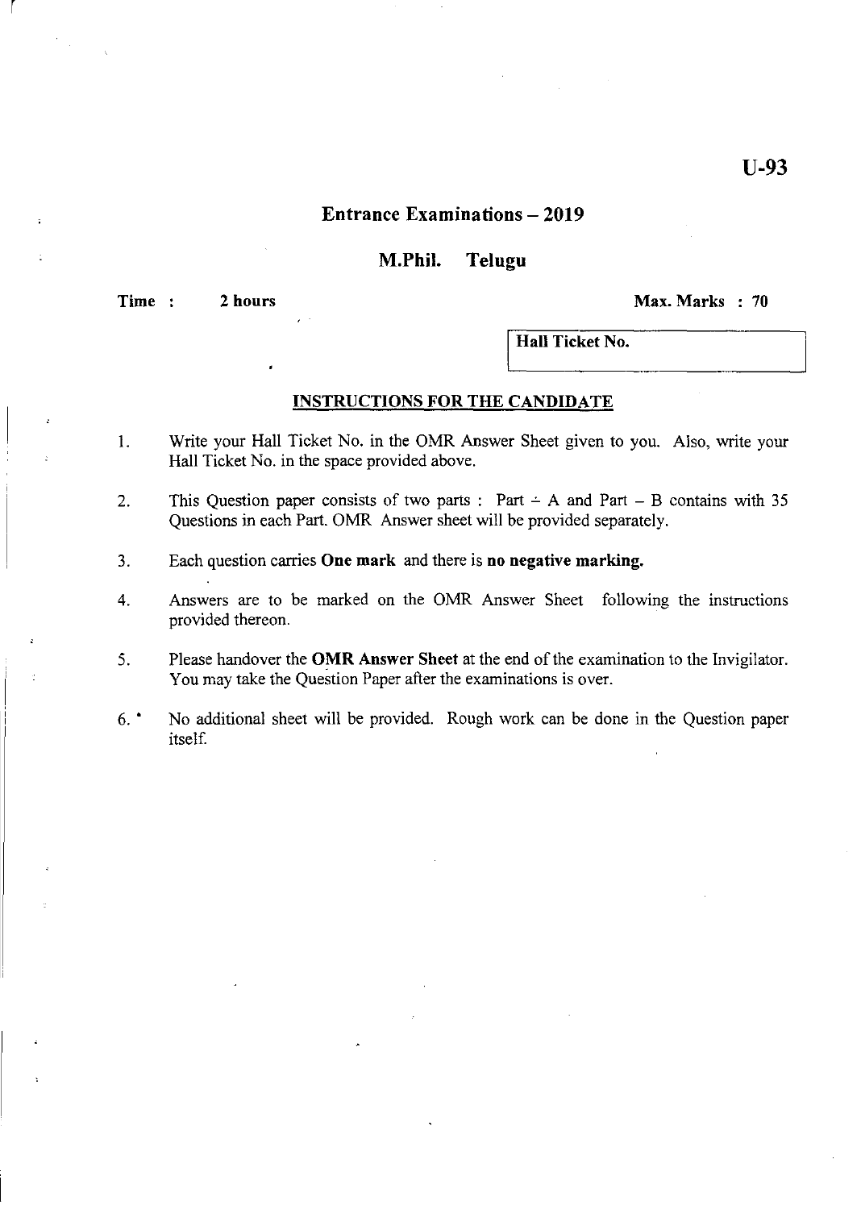U-93

# Entrance Examinations – 2019

## M.Phil. Telugu

**Time : 2 hours** **Max. Marks : 70**

| Hall Ticket No. |
| --- |
| |

### INSTRUCTIONS FOR THE CANDIDATE

1. Write your Hall Ticket No. in the OMR Answer Sheet given to you. Also, write your Hall Ticket No. in the space provided above.
2. This Question paper consists of two parts : Part – A and Part – B contains with 35 Questions in each Part. OMR Answer sheet will be provided separately.
3. Each question carries **One mark** and there is **no negative marking.**
4. Answers are to be marked on the OMR Answer Sheet following the instructions provided thereon.
5. Please handover the **OMR Answer Sheet** at the end of the examination to the Invigilator. You may take the Question Paper after the examinations is over.
6. No additional sheet will be provided. Rough work can be done in the Question paper itself.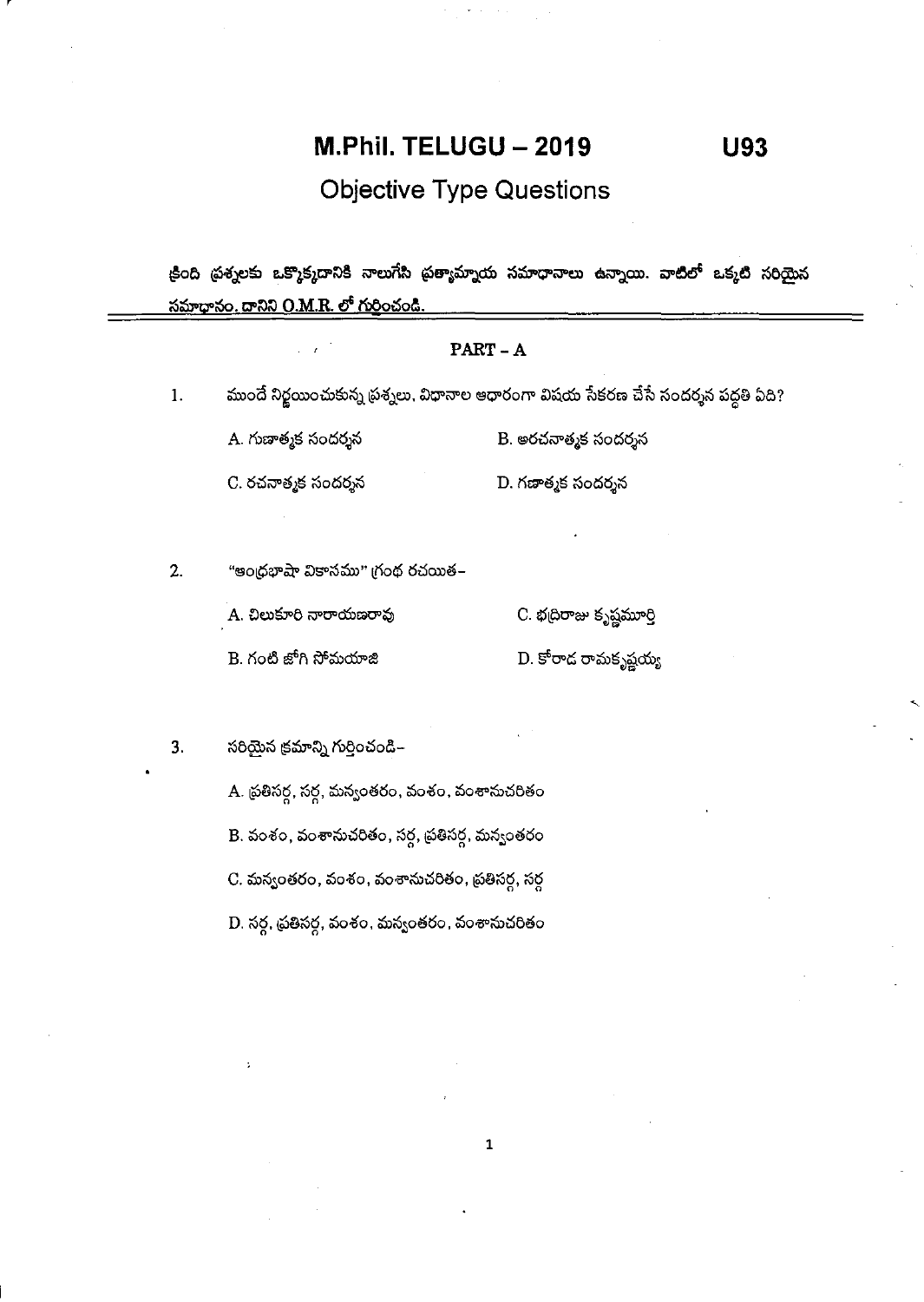# M.Phil. TELUGU – 2019

**U93**

## Objective Type Questions

క్రింది ప్రశ్నలకు ఒక్కొక్కదానికి నాలుగేసి ప్రత్యామ్నాయ సమాధానాలు ఉన్నాయి. వాటిలో ఒక్కటి సరియైన సమాధానం. దానిని O.M.R. లో గుర్తించండి.

### PART - A

1. ముందే నిర్ణయించుకున్న ప్రశ్నలు, విధానాల ఆధారంగా విషయ సేకరణ చేసే సందర్శన పద్ధతి ఏది?

   A. గుణాత్మక సందర్శన
   B. అరచనాత్మక సందర్శన
   C. రచనాత్మక సందర్శన
   D. గణాత్మక సందర్శన

2. "ఆంధ్రభాషా వికాసము" గ్రంథ రచయిత–

   A. చిలుకూరి నారాయణరావు
   C. భద్రిరాజు కృష్ణమూర్తి
   B. గంటి జోగి సోమయాజి
   D. కోరాడ రామకృష్ణయ్య

3. సరియైన క్రమాన్ని గుర్తించండి–

   A. ప్రతిసర్గ, సర్గ, మన్వంతరం, వంశం, వంశానుచరితం
   B. వంశం, వంశానుచరితం, సర్గ, ప్రతిసర్గ, మన్వంతరం
   C. మన్వంతరం, వంశం, వంశానుచరితం, ప్రతిసర్గ, సర్గ
   D. సర్గ, ప్రతిసర్గ, వంశం, మన్వంతరం, వంశానుచరితం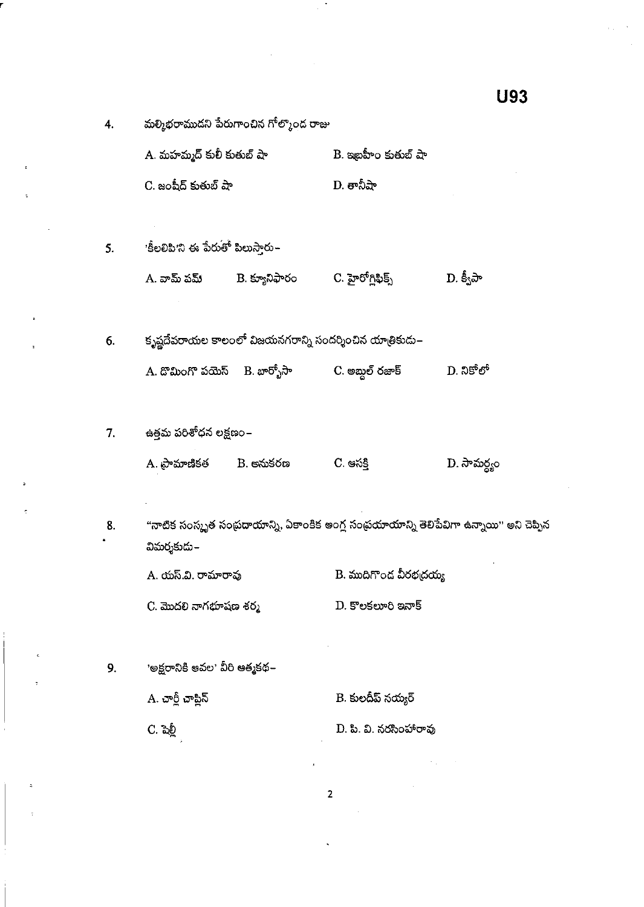4. మల్కిభరాముడని పేరుగాంచిన గోల్కొండ రాజు

   A. మహమ్మద్ కులీ కుతుబ్ షా B. ఇబ్రహీం కుతుబ్ షా

   C. జంషీద్ కుతుబ్ షా D. తానీషా

5. 'కీలలిపి'ని ఈ పేరుతో పిలుస్తారు–

   A. వామ్ పమ్ B. క్యూనిఫారం C. హైరోగ్లిఫిక్స్ D. క్వీపా

6. కృష్ణదేవరాయల కాలంలో విజయనగరాన్ని సందర్శించిన యాత్రికుడు–

   A. డొమింగొ పయెస్ B. బార్బోసా C. అబ్దుల్ రజాక్ D. నికోలో

7. ఉత్తమ పరిశోధన లక్షణం–

   A. ప్రామాణికత B. అనుకరణ C. ఆసక్తి D. సామర్థ్యం

8. "నాటిక సంస్కృత సంప్రదాయాన్ని, ఏకాంకిక ఆంగ్ల సంప్రయాయాన్ని తెలిపేవిగా ఉన్నాయి" అని చెప్పిన విమర్శకుడు–

   A. యస్.వి. రామారావు B. ముదిగొండ వీరభద్రయ్య

   C. మొదలి నాగభూషణ శర్మ D. కొలకలూరి ఇనాక్

9. 'అక్షరానికి ఆవల' వీరి ఆత్మకథ–

   A. చార్లీ చాప్లిన్ B. కులదీప్ నయ్యర్

   C. షెల్లీ D. పి. వి. నరసింహారావు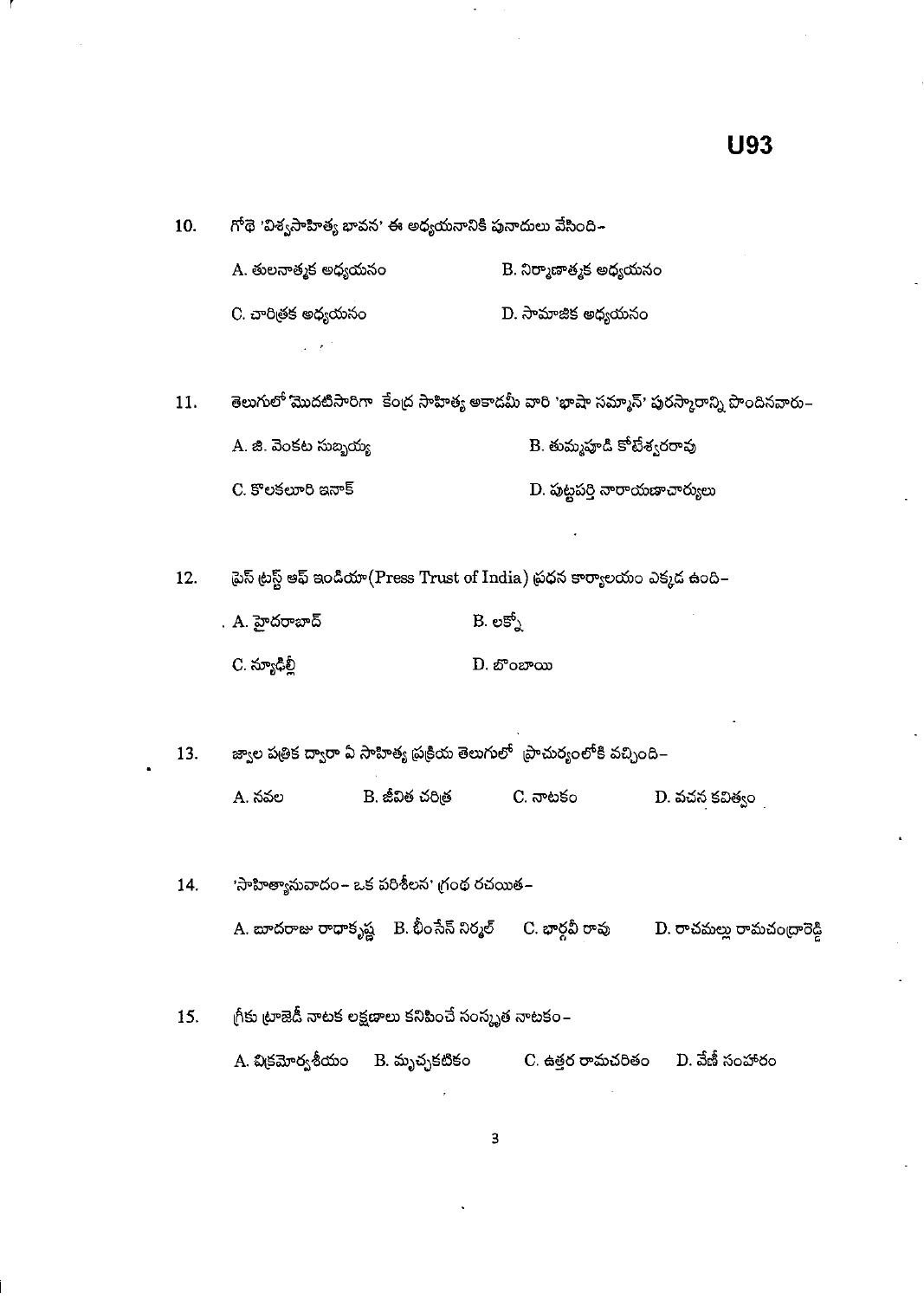10. గోథె 'విశ్వసాహిత్య భావన' ఈ అధ్యయనానికి పునాదులు వేసింది-

    A. తులనాత్మక అధ్యయనం
    B. నిర్మాణాత్మక అధ్యయనం
    C. చారిత్రక అధ్యయనం
    D. సామాజిక అధ్యయనం

11. తెలుగులో మొదటిసారిగా కేంద్ర సాహిత్య అకాడమీ వారి 'భాషా సమ్మాన్' పురస్కారాన్ని పొందినవారు-

    A. జి. వెంకట సుబ్బయ్య
    B. తుమ్మపూడి కోటేశ్వరరావు
    C. కొలకలూరి ఇనాక్
    D. పుట్టపర్తి నారాయణాచార్యులు

12. ప్రెస్ ట్రస్ట్ ఆఫ్ ఇండియా(Press Trust of India) ప్రధన కార్యాలయం ఎక్కడ ఉంది-

    A. హైదరాబాద్
    B. లక్నో
    C. న్యూఢిల్లీ
    D. బొంబాయి

13. జ్వాల పత్రిక ద్వారా ఏ సాహిత్య ప్రక్రియ తెలుగులో ప్రాచుర్యంలోకి వచ్చింది-

    A. నవల
    B. జీవిత చరిత్ర
    C. నాటకం
    D. వచన కవిత్వం

14. 'సాహిత్యానువాదం- ఒక పరిశీలన' గ్రంథ రచయిత-

    A. బూదరాజు రాధాకృష్ణ
    B. భీంసేన్ నిర్మల్
    C. భార్గవీ రావు
    D. రాచమల్లు రామచంద్రారెడ్డి

15. గ్రీకు ట్రాజెడీ నాటక లక్షణాలు కనిపించే సంస్కృత నాటకం-

    A. విక్రమోర్వశీయం
    B. మృచ్ఛకటికం
    C. ఉత్తర రామచరితం
    D. వేణీ సంహారం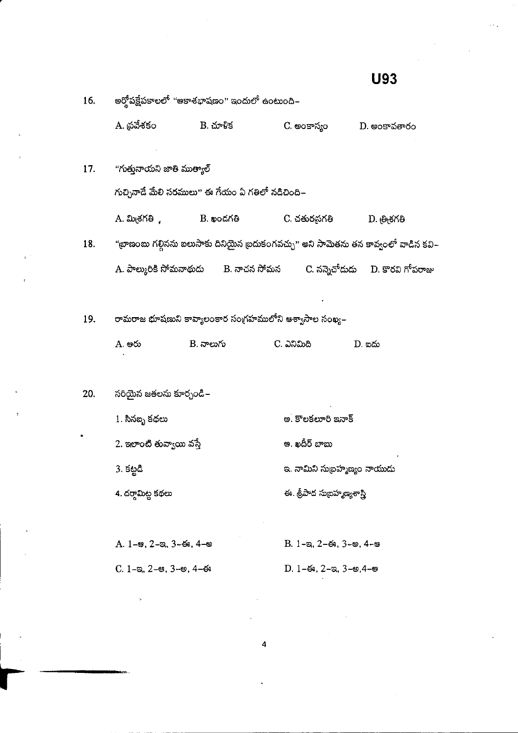16. అర్థోపక్షేపకాలలో "ఆకాశభాషణం" ఇందులో ఉంటుంది–

A. ప్రవేశకం B. చూళిక C. అంకాస్యం D. అంకావతారం

17. "గుత్తునాయని జాతి ముత్యాల్
గుచ్చినాడే మేలి సరములు" ఈ గేయం ఏ గతిలో నడిచింది–

A. మిశ్రగతి B. ఖండగతి C. చతురస్రగతి D. త్రిశ్రగతి

18. "ప్రాణంబు గల్గినను బలుసాకు దినియైన బ్రదుకంగవచ్చు" అని సామెతను తన కావ్యంలో వాడిన కవి–

A. పాల్కురికి సోమనాథుడు B. నాచన సోమన C. నన్నెచోడుడు D. కొరవి గోపరాజు

19. రామరాజ భూషణుని కావ్యాలంకార సంగ్రహములోని ఆశ్వాసాల సంఖ్య–

A. ఆరు B. నాలుగు C. ఎనిమిది D. ఐదు

20. సరియైన జతలను కూర్చండి–

| | |
|---|---|
| 1. సినబ్బ కథలు | అ. కొలకలూరి ఇనాక్ |
| 2. ఇలాంటి తువ్వాయి వస్తే | ఆ. ఖదీర్ బాబు |
| 3. కట్టడి | ఇ. నామిని సుబ్రహ్మణ్యం నాయుడు |
| 4. దర్గామిట్ట కథలు | ఈ. శ్రీపాద సుబ్రహ్మణ్యశాస్త్రి |

A. 1–ఆ, 2–ఇ, 3–ఈ, 4–అ B. 1–ఇ, 2–ఈ, 3–అ, 4–ఆ

C. 1–ఇ, 2–ఆ, 3–అ, 4–ఈ D. 1–ఈ, 2–ఇ, 3–అ, 4–ఆ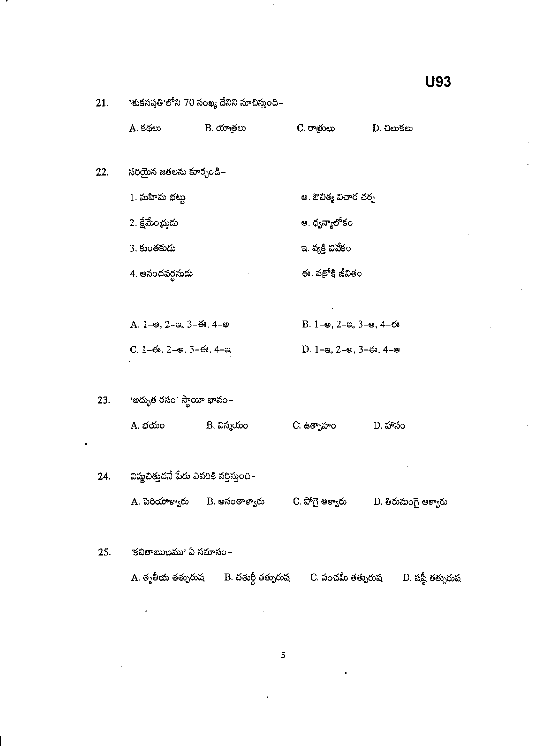21. 'శుకసప్తతి'లోని 70 సంఖ్య దేనిని సూచిస్తుంది–

    A. కథలు B. యాత్రలు C. రాత్రులు D. చిలుకలు

22. సరియైన జతలను కూర్చండి–

    1. మహిమ భట్టు — అ. ఔచిత్య విచార చర్చ
    2. క్షేమేంద్రుడు — ఆ. ధ్వన్యాలోకం
    3. కుంతకుడు — ఇ. వ్యక్తి వివేకం
    4. ఆనందవర్ధనుడు — ఈ. వక్రోక్తి జీవితం

    A. 1–ఆ, 2–ఇ, 3–ఈ, 4–అ B. 1–అ, 2–ఇ, 3–ఆ, 4–ఈ

    C. 1–ఈ, 2–అ, 3–ఈ, 4–ఇ D. 1–ఇ, 2–అ, 3–ఈ, 4–ఆ

23. 'అద్భుత రసం' స్థాయీ భావం–

    A. భయం B. విస్మయం C. ఉత్సాహం D. హాసం

24. విష్ణుచిత్తుడనే పేరు ఎవరికి వర్తిస్తుంది–

    A. పెరియాళ్వారు B. అనంతాళ్వారు C. పోగై ఆళ్వారు D. తిరుమంగై ఆళ్వారు

25. 'కవితాఋణము' ఏ సమాసం–

    A. తృతీయ తత్పురుష B. చతుర్థీ తత్పురుష C. పంచమీ తత్పురుష D. షష్ఠీ తత్పురుష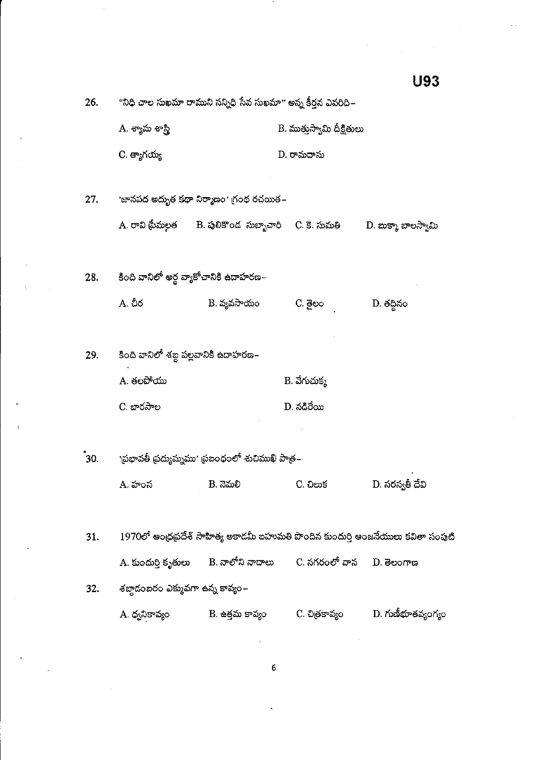26. "నిధి చాల సుఖమా రాముని సన్నిధి సేవ సుఖమా" అన్న కీర్తన ఎవరిది–

A. శ్యామ శాస్త్రి
B. ముత్తుస్వామి దీక్షితులు
C. త్యాగయ్య
D. రామదాసు

27. 'జానపద అద్భుత కథా నిర్మాణం' గ్రంథ రచయిత–

A. రావి ప్రేమలత
B. పులికొండ సుబ్బాచారి
C. కె. సుమతి
D. బుక్కా బాలస్వామి

28. కింది వానిలో అర్థ వ్యాకోచానికి ఉదాహరణ–

A. చీర
B. వ్యవసాయం
C. తైలం
D. తద్దినం

29. కింది వానిలో శబ్ద పల్లవానికి ఉదాహరణ–

A. తలపోయు
B. వేగుచుక్క
C. బారసాల
D. నడిరేయి

30. 'ప్రభావతీ ప్రద్యుమ్నము' ప్రబంధంలో శుచిముఖి పాత్ర–

A. హంస
B. నెమలి
C. చిలుక
D. సరస్వతీ దేవి

31. 1970లో ఆంధ్రప్రదేశ్ సాహిత్య అకాడమీ బహుమతి పొందిన కుందుర్తి ఆంజనేయులు కవితా సంపుటి

A. కుందుర్తి కృతులు
B. నాలోని నాదాలు
C. నగరంలో వాన
D. తెలంగాణ

32. శబ్దాడంబరం ఎక్కువగా ఉన్న కావ్యం–

A. ధ్వనికావ్యం
B. ఉత్తమ కావ్యం
C. చిత్రకావ్యం
D. గుణీభూతవ్యంగ్యం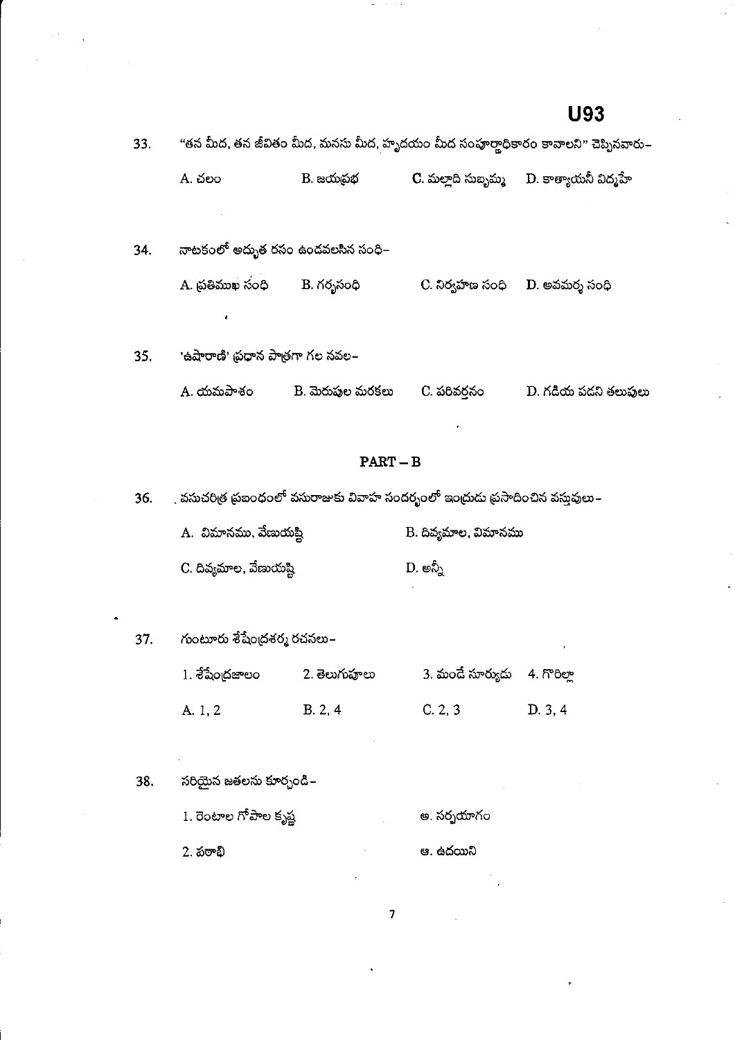33. "తన మీద, తన జీవితం మీద, మనసు మీద, హృదయం మీద సంపూర్ణాధికారం కావాలని" చెప్పినవారు–

A. చలం　B. జయప్రభ　C. మల్లాది సుబ్బమ్మ　D. కాత్యాయనీ విద్మహే

34. నాటకంలో అద్భుత రసం ఉండవలసిన సంధి–

A. ప్రతిముఖ సంధి　B. గర్భసంధి　C. నిర్వహణ సంధి　D. అవమర్శ సంధి

35. 'ఉషారాణి' ప్రధాన పాత్రగా గల నవల–

A. యమపాశం　B. మెరుపుల మరకలు　C. పరివర్తనం　D. గడియ పడని తలుపులు

## PART – B

36. వసుచరిత్ర ప్రబంధంలో వసురాజుకు వివాహ సందర్భంలో ఇంద్రుడు ప్రసాదించిన వస్తువులు–

A. విమానము, వేణుయష్టి　B. దివ్యమాల, విమానము

C. దివ్యమాల, వేణుయష్టి　D. అన్నీ

37. గుంటూరు శేషేంద్రశర్మ రచనలు–

1. శేషేంద్రజాలం　2. తెలుగుపూలు　3. మండే సూర్యుడు　4. గొరిల్లా

A. 1, 2　B. 2, 4　C. 2, 3　D. 3, 4

38. సరియైన జతలను కూర్చండి–

1. రెంటాల గోపాల కృష్ణ　అ. సర్పయాగం

2. పఠాభి　ఆ. ఉదయిని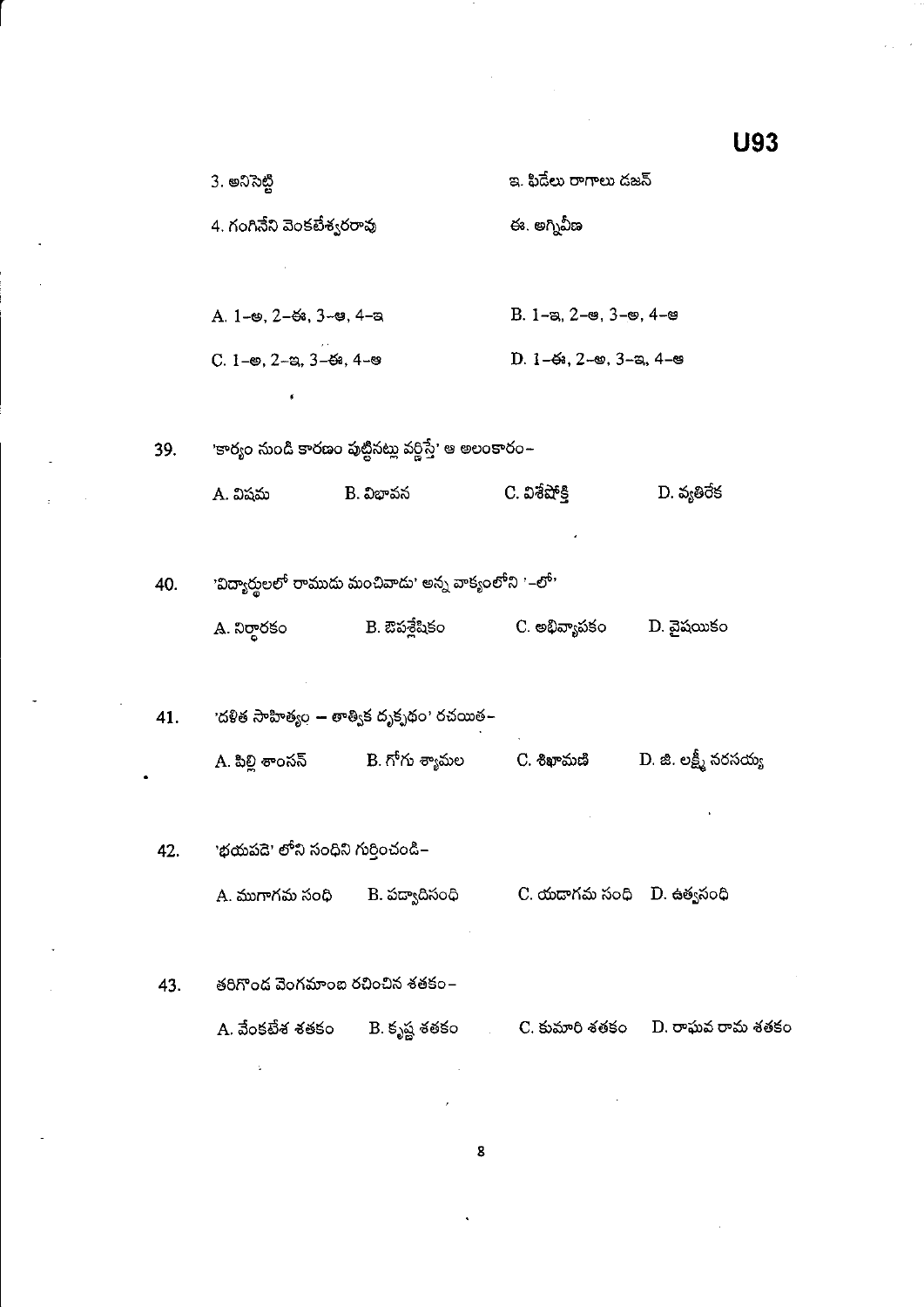3. అనిసెట్టి    ఇ. ఫిడేలు రాగాలు డజన్

4. గంగినేని వెంకటేశ్వరరావు    ఈ. అగ్నివీణ

A. 1–అ, 2–ఈ, 3–ఆ, 4–ఇ    B. 1–ఇ, 2–ఆ, 3–అ, 4–ఆ

C. 1–అ, 2–ఇ, 3–ఈ, 4–ఆ    D. 1–ఈ, 2–అ, 3–ఇ, 4–ఆ

39. 'కార్యం నుండి కారణం పుట్టినట్లు వర్ణిస్తే' ఆ అలంకారం–

A. విషమ    B. విభావన    C. విశేషోక్తి    D. వ్యతిరేక

40. 'విద్యార్థులలో రాముడు మంచివాడు' అన్న వాక్యంలోని '–లో'

A. నిర్ధారకం    B. ఔపశ్లేషికం    C. అభివ్యాపకం    D. వైషయికం

41. 'దళిత సాహిత్యం – తాత్విక దృక్పథం' రచయిత–

A. పిల్లి శాంసన్    B. గోగు శ్యామల    C. శిఖామణి    D. జి. లక్ష్మీ నరసయ్య

42. 'భయపడె' లోని సంధిని గుర్తించండి–

A. ముగాగమ సంధి    B. పడ్వాదిసంధి    C. యడాగమ సంధి    D. ఉత్వసంధి

43. తరిగొండ వెంగమాంబ రచించిన శతకం–

A. వేంకటేశ శతకం    B. కృష్ణ శతకం    C. కుమారి శతకం    D. రాఘవ రామ శతకం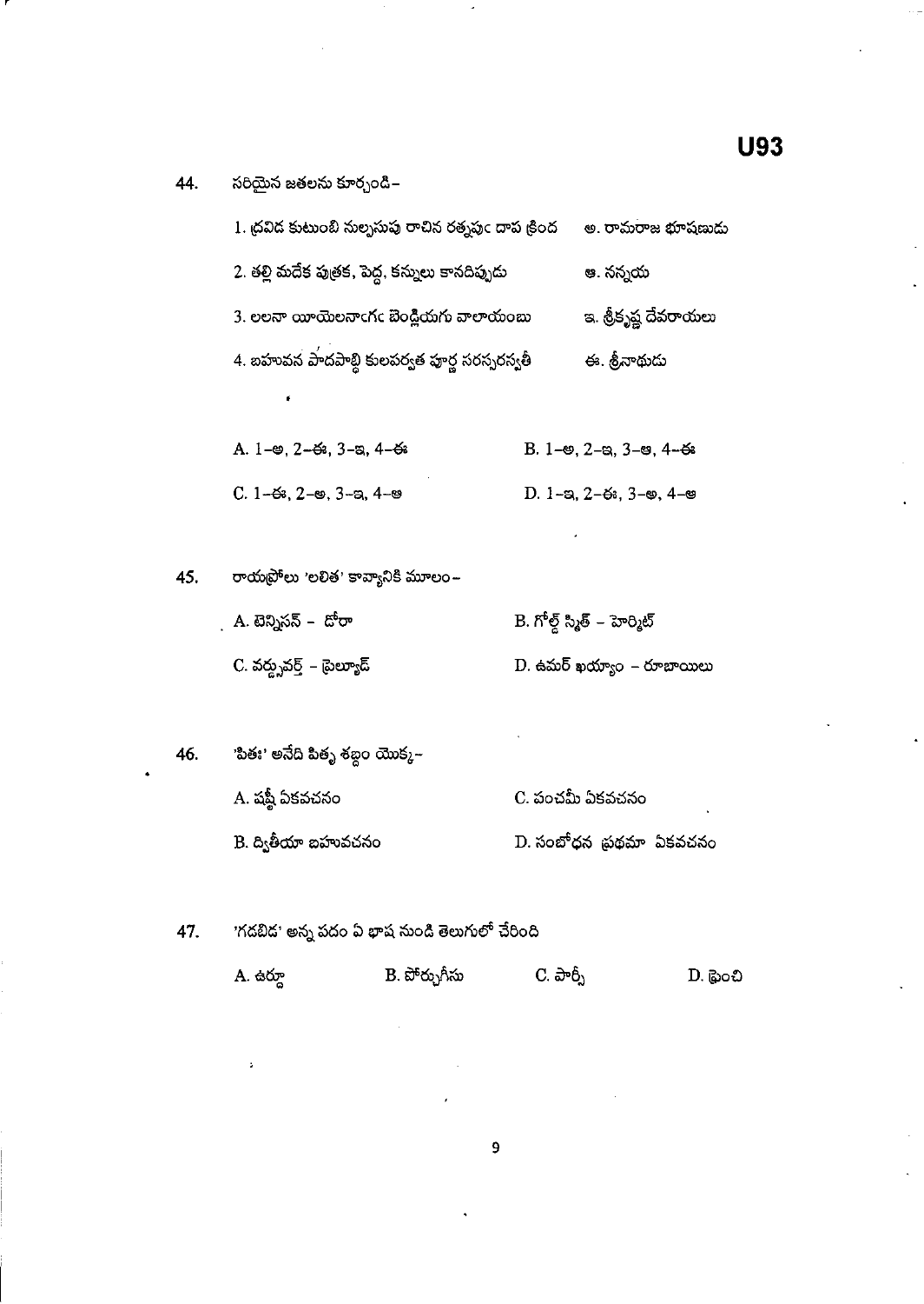44. సరియైన జతలను కూర్చండి–

1. ద్రవిడ కుటుంబి నుల్పసుపు రాచిన రత్నపుఁ దాప క్రింద — అ. రామరాజ భూషణుడు
2. తల్లి మదేక పుత్రక, పెద్ద, కన్నులు కానదిప్పుడు — ఆ. నన్నయ
3. లలనా యీయెలనాఁగఁ బెండ్లియగు వాలాయంబు — ఇ. శ్రీకృష్ణ దేవరాయలు
4. బహువన పాదపాబ్ధి కులపర్వత పూర్ణ సరస్సరస్వతీ — ఈ. శ్రీనాథుడు

A. 1–అ, 2–ఈ, 3–ఇ, 4–ఈ
B. 1–అ, 2–ఇ, 3–ఆ, 4–ఈ
C. 1–ఈ, 2–అ, 3–ఇ, 4–ఆ
D. 1–ఇ, 2–ఈ, 3–అ, 4–ఆ

45. రాయప్రోలు 'లలిత' కావ్యానికి మూలం–

A. టెన్నిసన్ – డోరా
B. గోల్డ్ స్మిత్ – హెర్మిట్
C. వర్డ్స్‌వర్త్ – ఫెల్యాడ్
D. ఉమర్ ఖయ్యాం – రూబాయిలు

46. 'పితః' అనేది పితృ శబ్దం యొక్క–

A. షష్ఠీ ఏకవచనం
C. పంచమీ ఏకవచనం
B. ద్వితీయా బహువచనం
D. సంబోధన ప్రథమా ఏకవచనం

47. 'గడబిడ' అన్న పదం ఏ భాష నుండి తెలుగులో చేరింది

A. ఉర్దూ
B. పోర్చుగీసు
C. పార్శీ
D. ఫ్రెంచి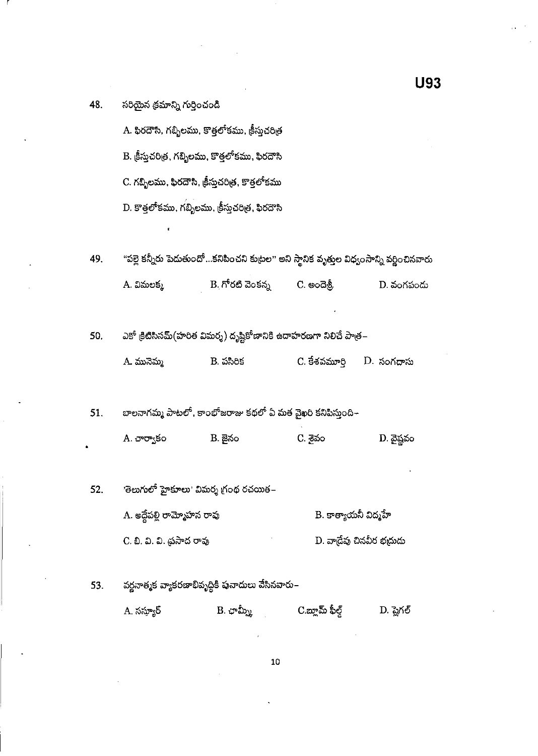48. సరియైన క్రమాన్ని గుర్తించండి

A. ఫిరదౌసి, గబ్బిలము, కొత్తలోకము, క్రీస్తుచరిత్ర

B. క్రీస్తుచరిత్ర, గబ్బిలము, కొత్తలోకము, ఫిరదౌసి

C. గబ్బిలము, ఫిరదౌసి, క్రీస్తుచరిత్ర, కొత్తలోకము

D. కొత్తలోకము, గబ్బిలము, క్రీస్తుచరిత్ర, ఫిరదౌసి

49. "పల్లె కన్నీరు పెడుతుందో...కనిపించని కుట్రల" అని స్థానిక వృత్తుల విధ్వంసాన్ని వర్ణించినవారు

A. విమలక్క B. గోరటి వెంకన్న C. అందెశ్రీ D. వంగపండు

50. ఎకో క్రిటిసిజమ్(హరిత విమర్శ) దృష్టికోణానికి ఉదాహరణగా నిలిచే పాత్ర–

A. మునెమ్మ B. పసిరిక C. కేశవమూర్తి D. సంగదాసు

51. బాలనాగమ్మ పాటలో, కాంభోజరాజు కథలో ఏ మత వైఖరి కనిపిస్తుంది–

A. చార్వాకం B. జైనం C. శైవం D. వైష్ణవం

52. 'తెలుగులో హైకూలు' విమర్శ గ్రంథ రచయిత–

A. అద్దేపల్లి రామ్మోహన రావు B. కాత్యాయనీ విద్మహే

C. బి. వి. వి. ప్రసాద రావు D. వాడ్రేవు చినవీర భద్రుడు

53. వర్ణనాత్మక వ్యాకరణాభివృద్ధికి పునాదులు వేసినవారు–

A. సస్యూర్ B. ఛామ్స్కీ C.బ్లూమ్ ఫీల్డ్ D. ష్లెగల్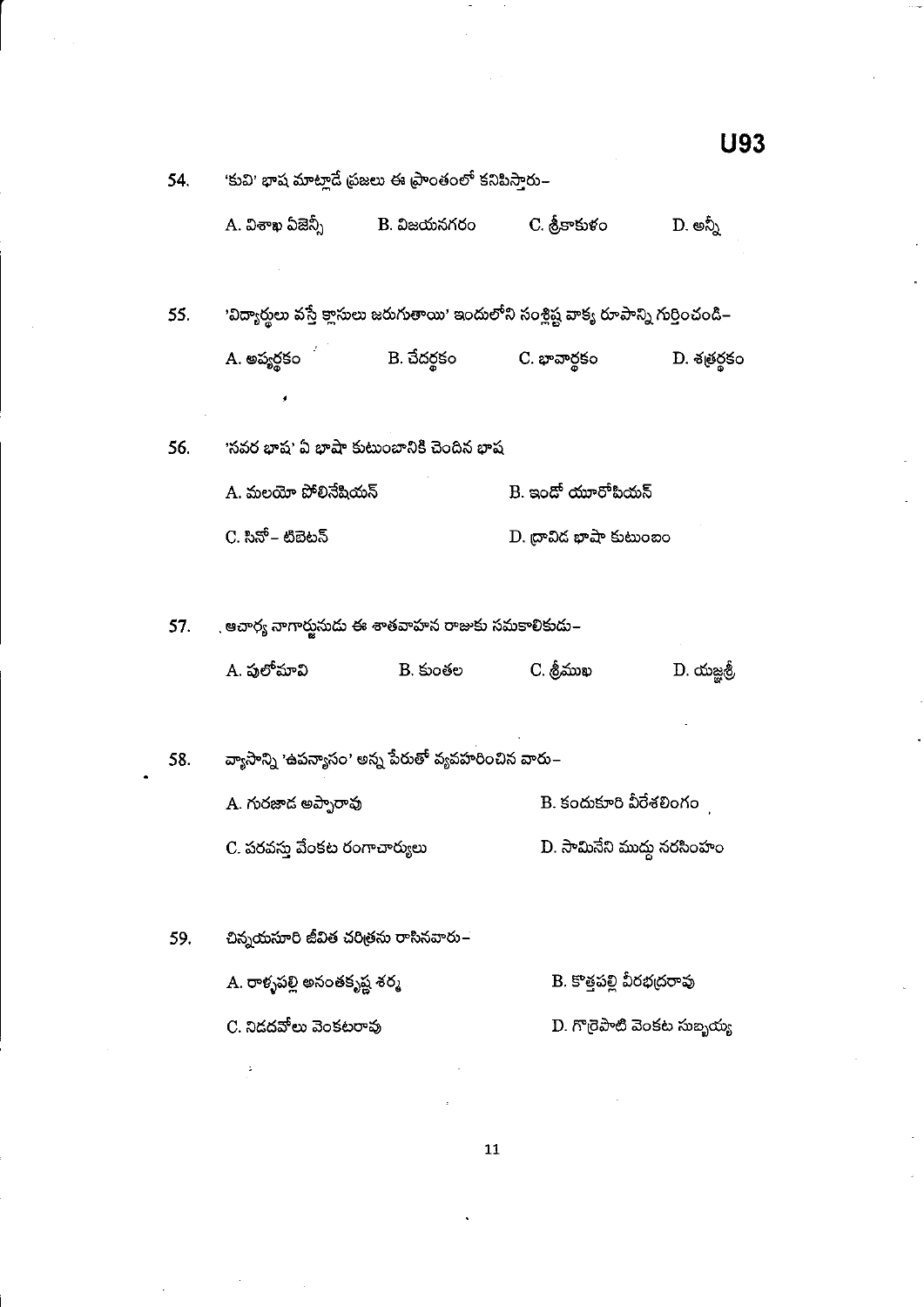54. 'కువి' భాష మాట్లాడే ప్రజలు ఈ ప్రాంతంలో కనిపిస్తారు–

A. విశాఖ ఏజెన్సీ　　B. విజయనగరం　　C. శ్రీకాకుళం　　D. అన్నీ

55. 'విద్యార్థులు వస్తే క్లాసులు జరుగుతాయి' ఇందులోని సంశ్లిష్ట వాక్య రూపాన్ని గుర్తించండి–

A. అప్యర్థకం　　B. చేదర్థకం　　C. భావార్థకం　　D. శత్రర్థకం

56. 'సవర భాష' ఏ భాషా కుటుంబానికి చెందిన భాష

A. మలయో పోలినేషియన్

B. ఇండో యూరోపియన్

C. సినో– టిబెటన్

D. ద్రావిడ భాషా కుటుంబం

57. ఆచార్య నాగార్జునుడు ఈ శాతవాహన రాజుకు సమకాలికుడు–

A. పులోమావి　　B. కుంతల　　C. శ్రీముఖ　　D. యజ్ఞశ్రీ

58. వ్యాసాన్ని 'ఉపన్యాసం' అన్న పేరుతో వ్యవహరించిన వారు–

A. గురజాడ అప్పారావు

B. కందుకూరి వీరేశలింగం

C. పరవస్తు వేంకట రంగాచార్యులు

D. సామినేని ముద్దు నరసింహం

59. చిన్నయసూరి జీవిత చరిత్రను రాసినవారు–

A. రాళ్ళపల్లి అనంతకృష్ణ శర్మ

B. కొత్తపల్లి వీరభద్రరావు

C. నిడదవోలు వెంకటరావు

D. గొర్రెపాటి వెంకట సుబ్బయ్య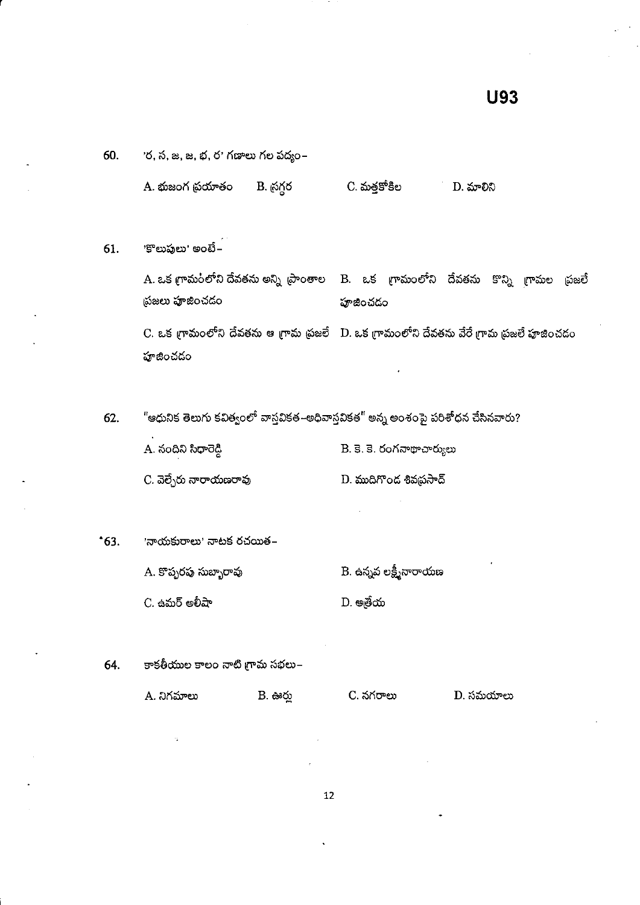U93

60. 'ర, స, జ, జ, భ, ర' గణాలు గల పద్యం–

A. భుజంగ ప్రయాతం B. స్రగ్ధర C. మత్తకోకిల D. మాలిని

61. 'కొలుపులు' అంటే–

A. ఒక గ్రామంలోని దేవతను అన్ని ప్రాంతాల ప్రజలు పూజించడం

B. ఒక గ్రామంలోని దేవతను కొన్ని గ్రామల ప్రజలే పూజించడం

C. ఒక గ్రామంలోని దేవతను ఆ గ్రామ ప్రజలే పూజించడం

D. ఒక గ్రామంలోని దేవతను వేరే గ్రామ ప్రజలే పూజించడం

62. "ఆధునిక తెలుగు కవిత్వంలో వాస్తవికత–అధివాస్తవికత" అన్న అంశంపై పరిశోధన చేసినవారు?

A. నందిని సిధారెడ్డి

B. కె. కె. రంగనాథాచార్యులు

C. వెల్చేరు నారాయణరావు

D. ముదిగొండ శివప్రసాద్

63. 'నాయకురాలు' నాటక రచయిత–

A. కొప్పరపు సుబ్బారావు

B. ఉన్నవ లక్ష్మీనారాయణ

C. ఉమర్ అలీషా

D. ఆత్రేయ

64. కాకతీయుల కాలం నాటి గ్రామ సభలు–

A. నిగమాలు B. ఊర్లు C. నగరాలు D. సమయాలు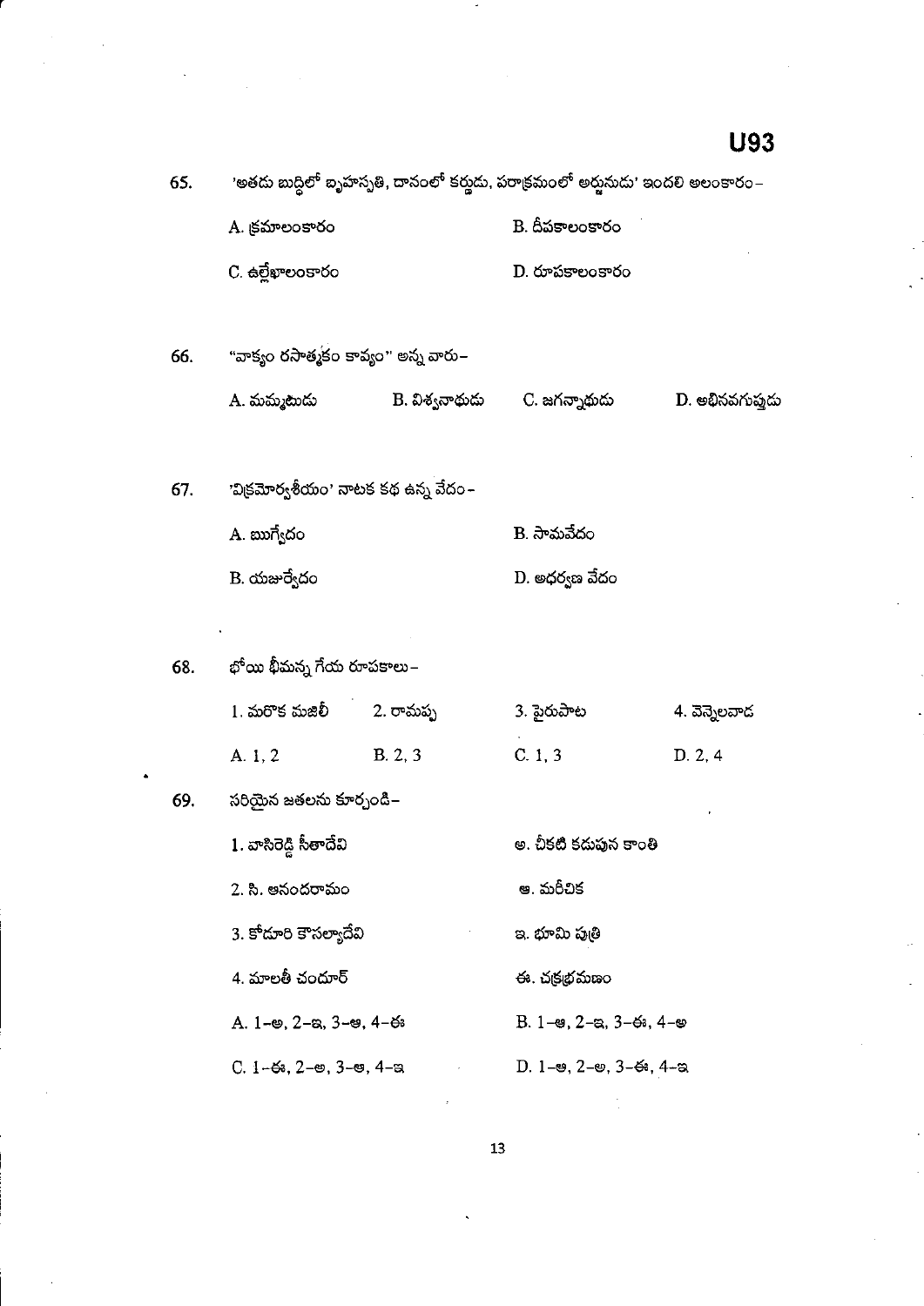65. 'అతడు బుద్ధిలో బృహస్పతి, దానంలో కర్ణుడు, పరాక్రమంలో అర్జునుడు' ఇందలి అలంకారం –

A. క్రమాలంకారం

B. దీపకాలంకారం

C. ఉల్లేఖాలంకారం

D. రూపకాలంకారం

66. "వాక్యం రసాత్మకం కావ్యం" అన్న వారు –

A. మమ్మటుడు

B. విశ్వనాథుడు

C. జగన్నాథుడు

D. అభినవగుప్తుడు

67. 'విక్రమోర్వశీయం' నాటక కథ ఉన్న వేదం –

A. ఋగ్వేదం

B. సామవేదం

B. యజుర్వేదం

D. అథర్వణ వేదం

68. భోయి భీమన్న గేయ రూపకాలు –

1. మరొక మజిలీ

2. రామప్ప

3. పైరుపాట

4. వెన్నెలవాడ

A. 1, 2

B. 2, 3

C. 1, 3

D. 2, 4

69. సరియైన జతలను కూర్చండి –

1. వాసిరెడ్డి సీతాదేవి — అ. చీకటి కడుపున కాంతి

2. సి. ఆనందరామం — ఆ. మరీచిక

3. కోడూరి కౌసల్యాదేవి — ఇ. భూమి పుత్రి

4. మాలతీ చందూర్ — ఈ. చక్రభ్రమణం

A. 1–అ, 2–ఇ, 3–ఆ, 4–ఈ

B. 1–ఆ, 2–ఇ, 3–ఈ, 4–అ

C. 1–ఈ, 2–అ, 3–ఆ, 4–ఇ

D. 1–ఆ, 2–అ, 3–ఈ, 4–ఇ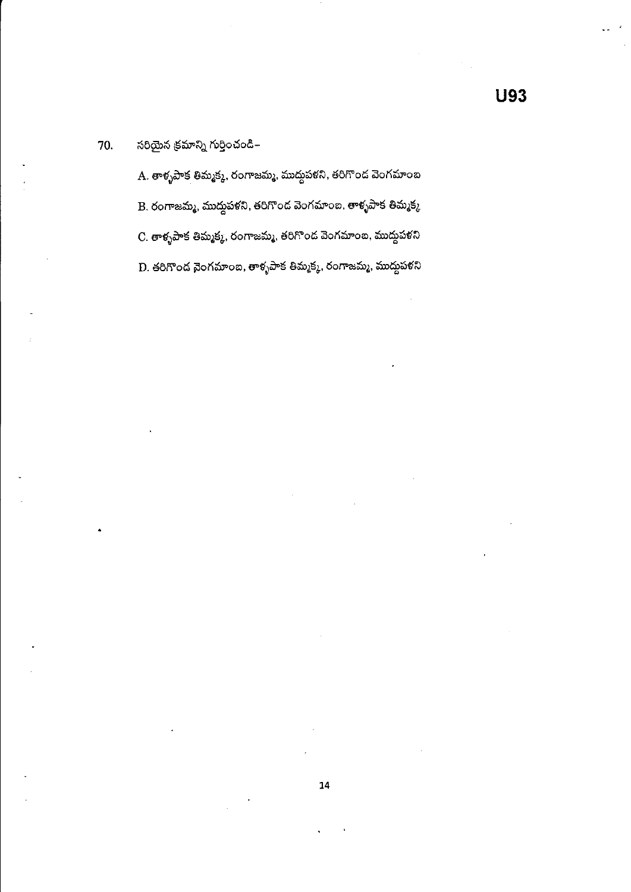70. సరియైన క్రమాన్ని గుర్తించండి–

A. తాళ్ళపాక తిమ్మక్క, రంగాజమ్మ, ముద్దుపళని, తరిగొండ వెంగమాంబ

B. రంగాజమ్మ, ముద్దుపళని, తరిగొండ వెంగమాంబ, తాళ్ళపాక తిమ్మక్క

C. తాళ్ళపాక తిమ్మక్క, రంగాజమ్మ, తరిగొండ వెంగమాంబ, ముద్దుపళని

D. తరిగొండ వెంగమాంబ, తాళ్ళపాక తిమ్మక్క, రంగాజమ్మ, ముద్దుపళని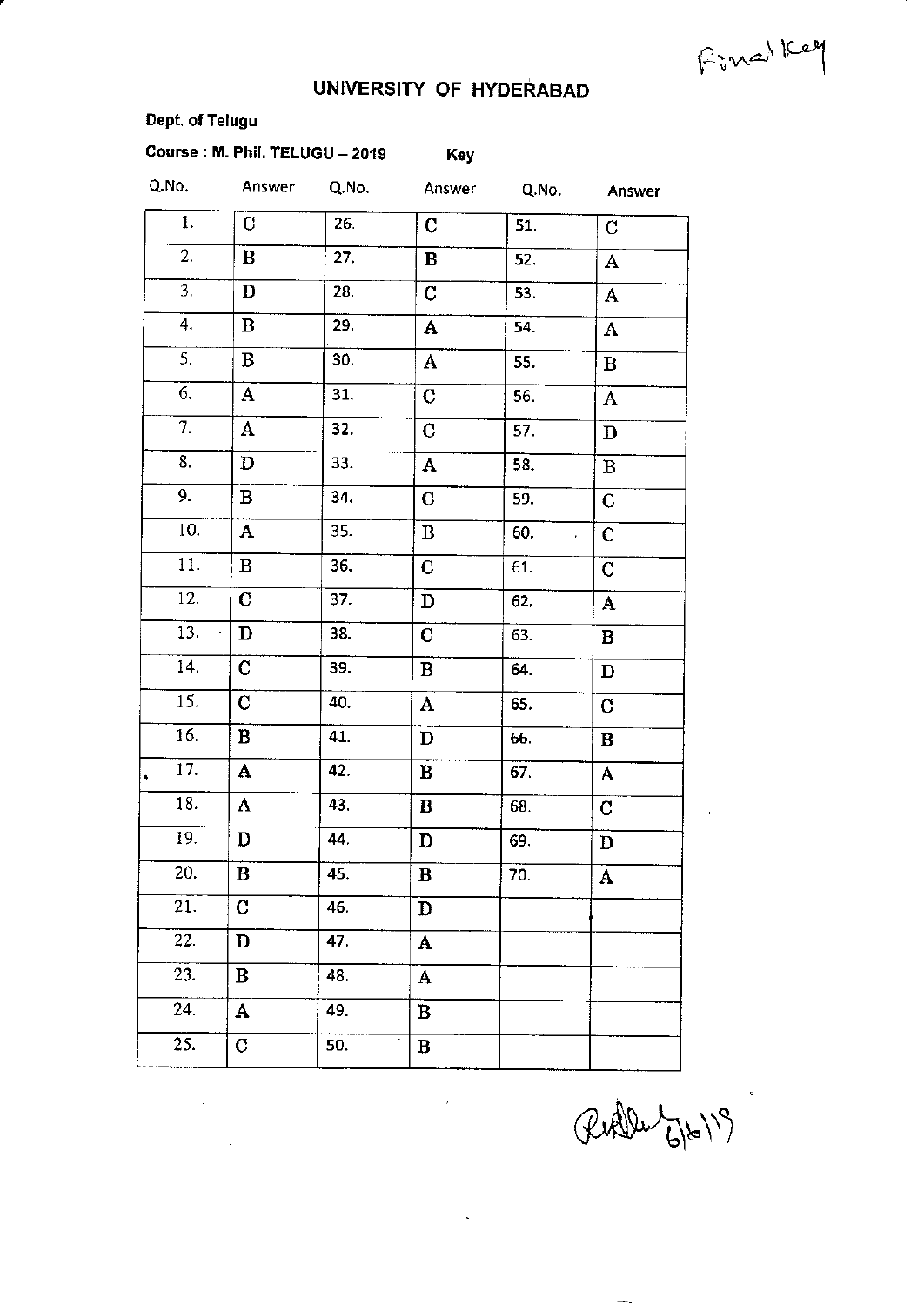Final Key

# UNIVERSITY OF HYDERABAD

**Dept. of Telugu**

**Course : M. Phil. TELUGU – 2019** **Key**

| Q.No. | Answer | Q.No. | Answer | Q.No. | Answer |
|---|---|---|---|---|---|
| 1. | C | 26. | C | 51. | C |
| 2. | B | 27. | B | 52. | A |
| 3. | D | 28. | C | 53. | A |
| 4. | B | 29. | A | 54. | A |
| 5. | B | 30. | A | 55. | B |
| 6. | A | 31. | C | 56. | A |
| 7. | A | 32. | C | 57. | D |
| 8. | D | 33. | A | 58. | B |
| 9. | B | 34. | C | 59. | C |
| 10. | A | 35. | B | 60. | C |
| 11. | B | 36. | C | 61. | C |
| 12. | C | 37. | D | 62. | A |
| 13. | D | 38. | C | 63. | B |
| 14. | C | 39. | B | 64. | D |
| 15. | C | 40. | A | 65. | C |
| 16. | B | 41. | D | 66. | B |
| 17. | A | 42. | B | 67. | A |
| 18. | A | 43. | B | 68. | C |
| 19. | D | 44. | D | 69. | D |
| 20. | B | 45. | B | 70. | A |
| 21. | C | 46. | D | | |
| 22. | D | 47. | A | | |
| 23. | B | 48. | A | | |
| 24. | A | 49. | B | | |
| 25. | C | 50. | B | | |

6/6/19